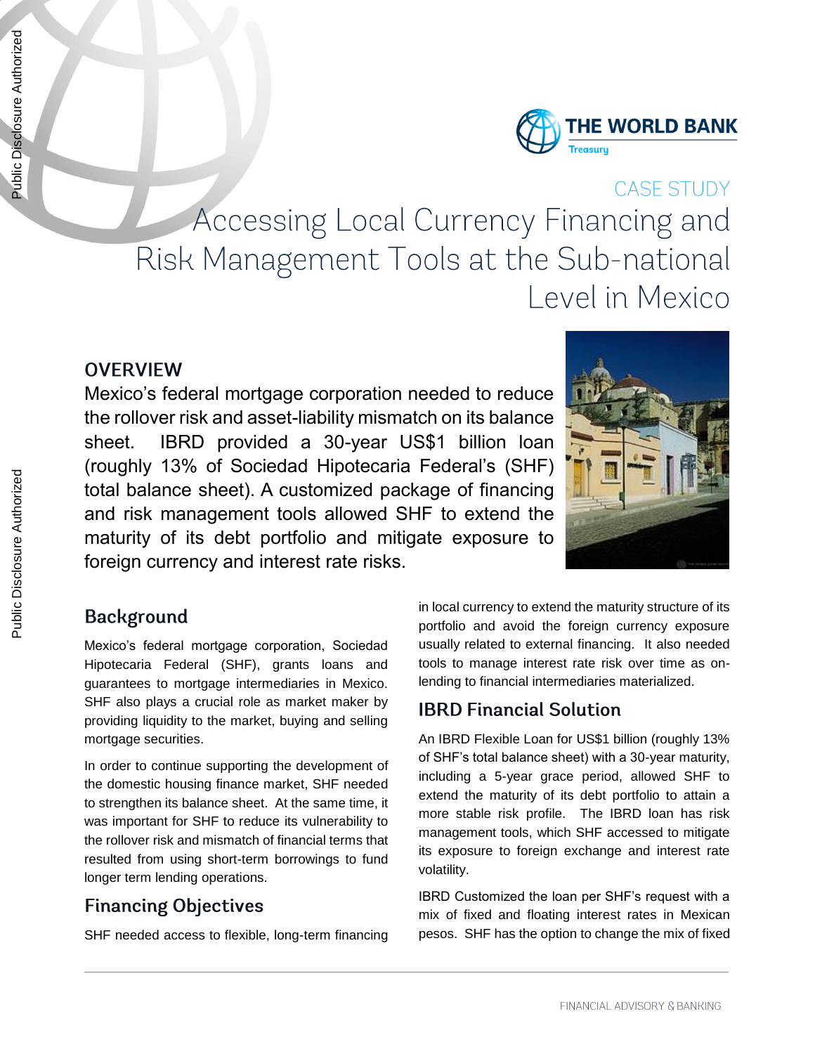THE WORLD BANK
Treasury

CASE STUDY

# Accessing Local Currency Financing and Risk Management Tools at the Sub-national Level in Mexico

## OVERVIEW

Mexico's federal mortgage corporation needed to reduce the rollover risk and asset-liability mismatch on its balance sheet. IBRD provided a 30-year US$1 billion loan (roughly 13% of Sociedad Hipotecaria Federal's (SHF) total balance sheet). A customized package of financing and risk management tools allowed SHF to extend the maturity of its debt portfolio and mitigate exposure to foreign currency and interest rate risks.

## Background

Mexico's federal mortgage corporation, Sociedad Hipotecaria Federal (SHF), grants loans and guarantees to mortgage intermediaries in Mexico. SHF also plays a crucial role as market maker by providing liquidity to the market, buying and selling mortgage securities.

In order to continue supporting the development of the domestic housing finance market, SHF needed to strengthen its balance sheet. At the same time, it was important for SHF to reduce its vulnerability to the rollover risk and mismatch of financial terms that resulted from using short-term borrowings to fund longer term lending operations.

## Financing Objectives

SHF needed access to flexible, long-term financing in local currency to extend the maturity structure of its portfolio and avoid the foreign currency exposure usually related to external financing. It also needed tools to manage interest rate risk over time as on-lending to financial intermediaries materialized.

## IBRD Financial Solution

An IBRD Flexible Loan for US$1 billion (roughly 13% of SHF's total balance sheet) with a 30-year maturity, including a 5-year grace period, allowed SHF to extend the maturity of its debt portfolio to attain a more stable risk profile. The IBRD loan has risk management tools, which SHF accessed to mitigate its exposure to foreign exchange and interest rate volatility.

IBRD Customized the loan per SHF's request with a mix of fixed and floating interest rates in Mexican pesos. SHF has the option to change the mix of fixed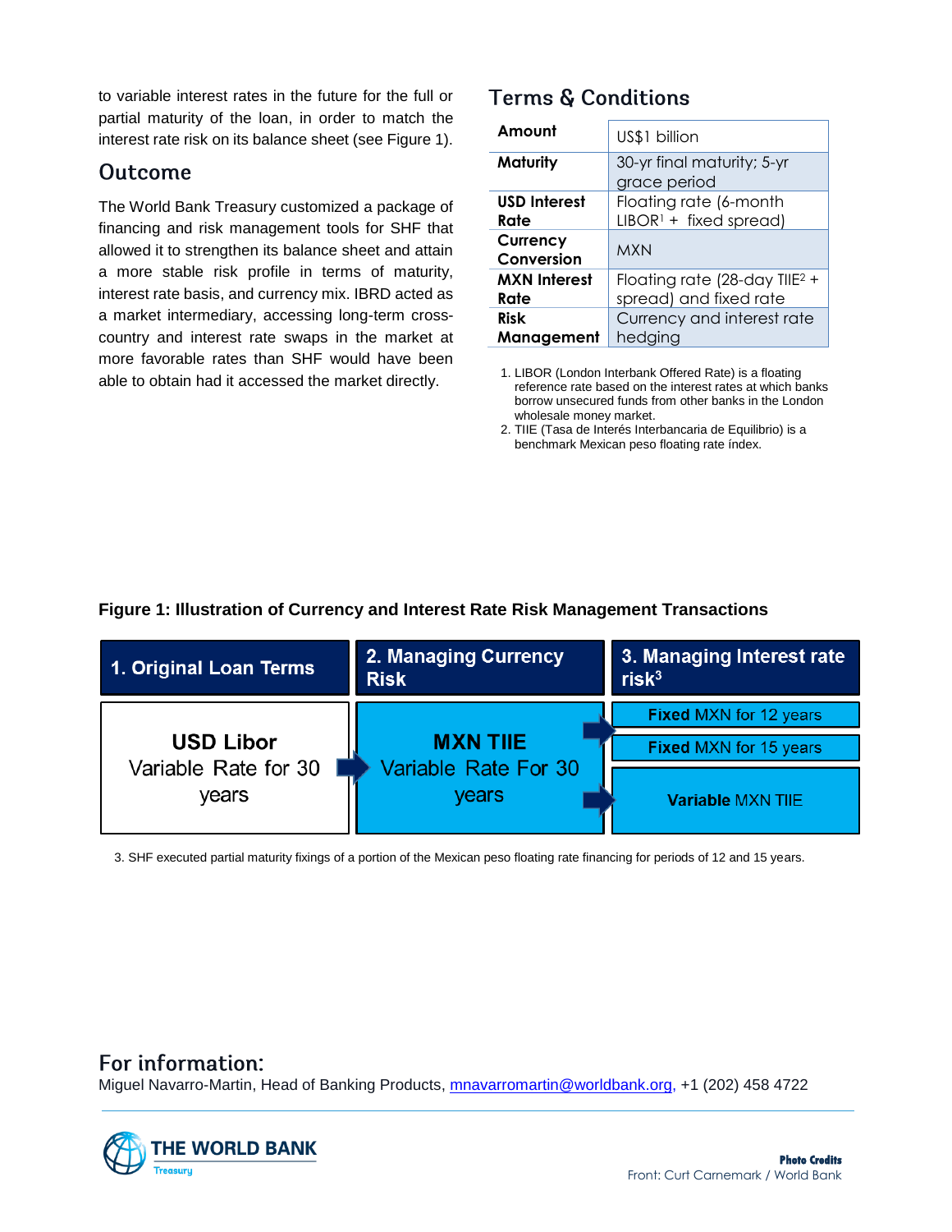to variable interest rates in the future for the full or partial maturity of the loan, in order to match the interest rate risk on its balance sheet (see Figure 1).

## Outcome

The World Bank Treasury customized a package of financing and risk management tools for SHF that allowed it to strengthen its balance sheet and attain a more stable risk profile in terms of maturity, interest rate basis, and currency mix. IBRD acted as a market intermediary, accessing long-term cross-country and interest rate swaps in the market at more favorable rates than SHF would have been able to obtain had it accessed the market directly.

## Terms & Conditions

| | |
|---|---|
| **Amount** | US$1 billion |
| **Maturity** | 30-yr final maturity; 5-yr grace period |
| **USD Interest Rate** | Floating rate (6-month LIBOR[1] + fixed spread) |
| **Currency Conversion** | MXN |
| **MXN Interest Rate** | Floating rate (28-day TIIE[2] + spread) and fixed rate |
| **Risk Management** | Currency and interest rate hedging |

1. LIBOR (London Interbank Offered Rate) is a floating reference rate based on the interest rates at which banks borrow unsecured funds from other banks in the London wholesale money market.
2. TIIE (Tasa de Interés Interbancaria de Equilibrio) is a benchmark Mexican peso floating rate índex.

**Figure 1: Illustration of Currency and Interest Rate Risk Management Transactions**

1. Original Loan Terms

USD Libor Variable Rate for 30 years

2. Managing Currency Risk

MXN TIIE Variable Rate For 30 years

3. Managing Interest rate risk[3]

Fixed MXN for 12 years

Fixed MXN for 15 years

Variable MXN TIIE

3. SHF executed partial maturity fixings of a portion of the Mexican peso floating rate financing for periods of 12 and 15 years.

## For information:

Miguel Navarro-Martin, Head of Banking Products, mnavarromartin@worldbank.org, +1 (202) 458 4722

THE WORLD BANK Treasury

**Photo Credits**
Front: Curt Carnemark / World Bank